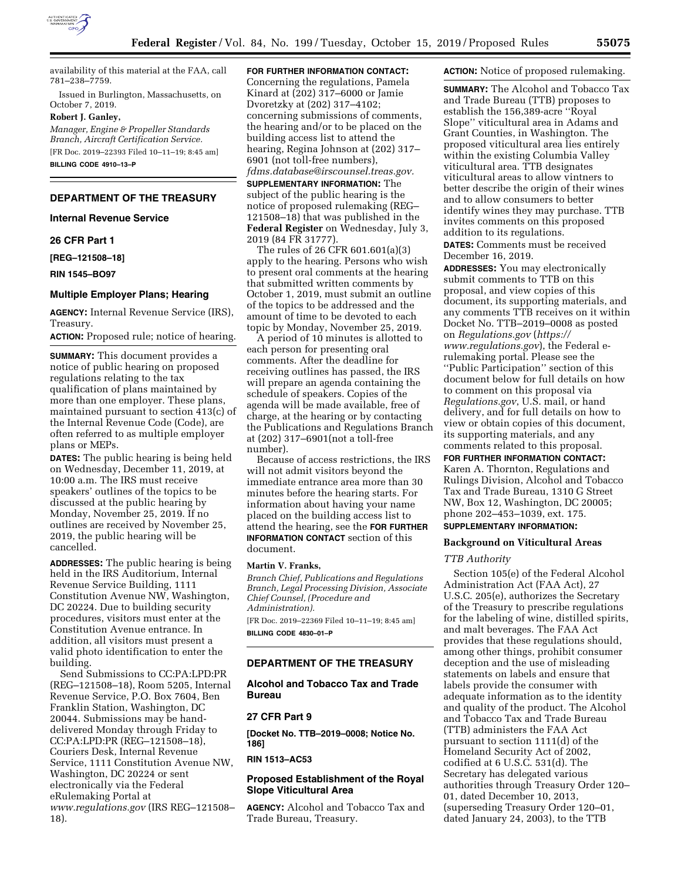availability of this material at the FAA, call 781–238–7759.

Issued in Burlington, Massachusetts, on October 7, 2019.

**Robert J. Ganley,**

*Manager, Engine & Propeller Standards Branch, Aircraft Certification Service.*

[FR Doc. 2019–22393 Filed 10–11–19; 8:45 am]

**BILLING CODE 4910–13–P**

## DEPARTMENT OF THE TREASURY

### Internal Revenue Service

### 26 CFR Part 1

**[REG–121508–18]**

**RIN 1545–BO97**

### Multiple Employer Plans; Hearing

**AGENCY:** Internal Revenue Service (IRS), Treasury.

**ACTION:** Proposed rule; notice of hearing.

**SUMMARY:** This document provides a notice of public hearing on proposed regulations relating to the tax qualification of plans maintained by more than one employer. These plans, maintained pursuant to section 413(c) of the Internal Revenue Code (Code), are often referred to as multiple employer plans or MEPs.

**DATES:** The public hearing is being held on Wednesday, December 11, 2019, at 10:00 a.m. The IRS must receive speakers' outlines of the topics to be discussed at the public hearing by Monday, November 25, 2019. If no outlines are received by November 25, 2019, the public hearing will be cancelled.

**ADDRESSES:** The public hearing is being held in the IRS Auditorium, Internal Revenue Service Building, 1111 Constitution Avenue NW, Washington, DC 20224. Due to building security procedures, visitors must enter at the Constitution Avenue entrance. In addition, all visitors must present a valid photo identification to enter the building.

Send Submissions to CC:PA:LPD:PR (REG–121508–18), Room 5205, Internal Revenue Service, P.O. Box 7604, Ben Franklin Station, Washington, DC 20044. Submissions may be hand-delivered Monday through Friday to CC:PA:LPD:PR (REG–121508–18), Couriers Desk, Internal Revenue Service, 1111 Constitution Avenue NW, Washington, DC 20224 or sent electronically via the Federal eRulemaking Portal at *www.regulations.gov* (IRS REG–121508–18).

**FOR FURTHER INFORMATION CONTACT:** Concerning the regulations, Pamela Kinard at (202) 317–6000 or Jamie Dvoretzky at (202) 317–4102; concerning submissions of comments, the hearing and/or to be placed on the building access list to attend the hearing, Regina Johnson at (202) 317–6901 (not toll-free numbers), *fdms.database@irscounsel.treas.gov.*

**SUPPLEMENTARY INFORMATION:** The subject of the public hearing is the notice of proposed rulemaking (REG–121508–18) that was published in the **Federal Register** on Wednesday, July 3, 2019 (84 FR 31777).

The rules of 26 CFR 601.601(a)(3) apply to the hearing. Persons who wish to present oral comments at the hearing that submitted written comments by October 1, 2019, must submit an outline of the topics to be addressed and the amount of time to be devoted to each topic by Monday, November 25, 2019.

A period of 10 minutes is allotted to each person for presenting oral comments. After the deadline for receiving outlines has passed, the IRS will prepare an agenda containing the schedule of speakers. Copies of the agenda will be made available, free of charge, at the hearing or by contacting the Publications and Regulations Branch at (202) 317–6901(not a toll-free number).

Because of access restrictions, the IRS will not admit visitors beyond the immediate entrance area more than 30 minutes before the hearing starts. For information about having your name placed on the building access list to attend the hearing, see the **FOR FURTHER INFORMATION CONTACT** section of this document.

**Martin V. Franks,**

*Branch Chief, Publications and Regulations Branch, Legal Processing Division, Associate Chief Counsel, (Procedure and Administration).*

[FR Doc. 2019–22369 Filed 10–11–19; 8:45 am]

**BILLING CODE 4830–01–P**

## DEPARTMENT OF THE TREASURY

### Alcohol and Tobacco Tax and Trade Bureau

### 27 CFR Part 9

**[Docket No. TTB–2019–0008; Notice No. 186]**

**RIN 1513–AC53**

### Proposed Establishment of the Royal Slope Viticultural Area

**AGENCY:** Alcohol and Tobacco Tax and Trade Bureau, Treasury.

**ACTION:** Notice of proposed rulemaking.

**SUMMARY:** The Alcohol and Tobacco Tax and Trade Bureau (TTB) proposes to establish the 156,389-acre ''Royal Slope'' viticultural area in Adams and Grant Counties, in Washington. The proposed viticultural area lies entirely within the existing Columbia Valley viticultural area. TTB designates viticultural areas to allow vintners to better describe the origin of their wines and to allow consumers to better identify wines they may purchase. TTB invites comments on this proposed addition to its regulations.

**DATES:** Comments must be received December 16, 2019.

**ADDRESSES:** You may electronically submit comments to TTB on this proposal, and view copies of this document, its supporting materials, and any comments TTB receives on it within Docket No. TTB–2019–0008 as posted on *Regulations.gov* (*https://www.regulations.gov*), the Federal e-rulemaking portal. Please see the ''Public Participation'' section of this document below for full details on how to comment on this proposal via *Regulations.gov*, U.S. mail, or hand delivery, and for full details on how to view or obtain copies of this document, its supporting materials, and any comments related to this proposal.

**FOR FURTHER INFORMATION CONTACT:** Karen A. Thornton, Regulations and Rulings Division, Alcohol and Tobacco Tax and Trade Bureau, 1310 G Street NW, Box 12, Washington, DC 20005; phone 202–453–1039, ext. 175.

**SUPPLEMENTARY INFORMATION:**

#### Background on Viticultural Areas

*TTB Authority*

Section 105(e) of the Federal Alcohol Administration Act (FAA Act), 27 U.S.C. 205(e), authorizes the Secretary of the Treasury to prescribe regulations for the labeling of wine, distilled spirits, and malt beverages. The FAA Act provides that these regulations should, among other things, prohibit consumer deception and the use of misleading statements on labels and ensure that labels provide the consumer with adequate information as to the identity and quality of the product. The Alcohol and Tobacco Tax and Trade Bureau (TTB) administers the FAA Act pursuant to section 1111(d) of the Homeland Security Act of 2002, codified at 6 U.S.C. 531(d). The Secretary has delegated various authorities through Treasury Order 120–01, dated December 10, 2013, (superseding Treasury Order 120–01, dated January 24, 2003), to the TTB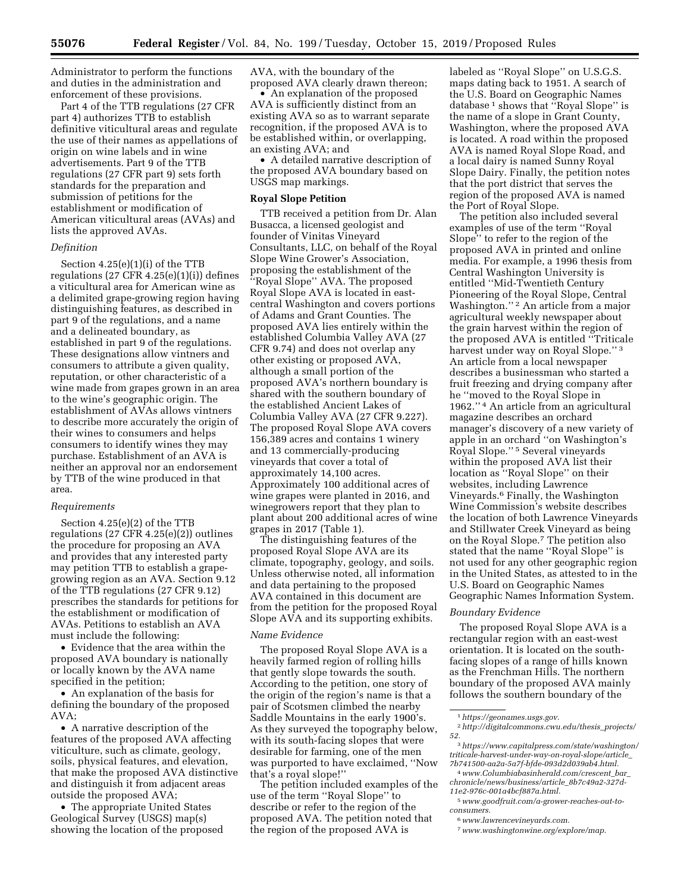Administrator to perform the functions and duties in the administration and enforcement of these provisions.

Part 4 of the TTB regulations (27 CFR part 4) authorizes TTB to establish definitive viticultural areas and regulate the use of their names as appellations of origin on wine labels and in wine advertisements. Part 9 of the TTB regulations (27 CFR part 9) sets forth standards for the preparation and submission of petitions for the establishment or modification of American viticultural areas (AVAs) and lists the approved AVAs.

*Definition*

Section 4.25(e)(1)(i) of the TTB regulations (27 CFR 4.25(e)(1)(i)) defines a viticultural area for American wine as a delimited grape-growing region having distinguishing features, as described in part 9 of the regulations, and a name and a delineated boundary, as established in part 9 of the regulations. These designations allow vintners and consumers to attribute a given quality, reputation, or other characteristic of a wine made from grapes grown in an area to the wine's geographic origin. The establishment of AVAs allows vintners to describe more accurately the origin of their wines to consumers and helps consumers to identify wines they may purchase. Establishment of an AVA is neither an approval nor an endorsement by TTB of the wine produced in that area.

*Requirements*

Section 4.25(e)(2) of the TTB regulations (27 CFR 4.25(e)(2)) outlines the procedure for proposing an AVA and provides that any interested party may petition TTB to establish a grape-growing region as an AVA. Section 9.12 of the TTB regulations (27 CFR 9.12) prescribes the standards for petitions for the establishment or modification of AVAs. Petitions to establish an AVA must include the following:

- Evidence that the area within the proposed AVA boundary is nationally or locally known by the AVA name specified in the petition;
- An explanation of the basis for defining the boundary of the proposed AVA;
- A narrative description of the features of the proposed AVA affecting viticulture, such as climate, geology, soils, physical features, and elevation, that make the proposed AVA distinctive and distinguish it from adjacent areas outside the proposed AVA;
- The appropriate United States Geological Survey (USGS) map(s) showing the location of the proposed AVA, with the boundary of the proposed AVA clearly drawn thereon;
- An explanation of the proposed AVA is sufficiently distinct from an existing AVA so as to warrant separate recognition, if the proposed AVA is to be established within, or overlapping, an existing AVA; and
- A detailed narrative description of the proposed AVA boundary based on USGS map markings.

**Royal Slope Petition**

TTB received a petition from Dr. Alan Busacca, a licensed geologist and founder of Vinitas Vineyard Consultants, LLC, on behalf of the Royal Slope Wine Grower's Association, proposing the establishment of the "Royal Slope" AVA. The proposed Royal Slope AVA is located in east-central Washington and covers portions of Adams and Grant Counties. The proposed AVA lies entirely within the established Columbia Valley AVA (27 CFR 9.74) and does not overlap any other existing or proposed AVA, although a small portion of the proposed AVA's northern boundary is shared with the southern boundary of the established Ancient Lakes of Columbia Valley AVA (27 CFR 9.227). The proposed Royal Slope AVA covers 156,389 acres and contains 1 winery and 13 commercially-producing vineyards that cover a total of approximately 14,100 acres. Approximately 100 additional acres of wine grapes were planted in 2016, and winegrowers report that they plan to plant about 200 additional acres of wine grapes in 2017 (Table 1).

The distinguishing features of the proposed Royal Slope AVA are its climate, topography, geology, and soils. Unless otherwise noted, all information and data pertaining to the proposed AVA contained in this document are from the petition for the proposed Royal Slope AVA and its supporting exhibits.

*Name Evidence*

The proposed Royal Slope AVA is a heavily farmed region of rolling hills that gently slope towards the south. According to the petition, one story of the origin of the region's name is that a pair of Scotsmen climbed the nearby Saddle Mountains in the early 1900's. As they surveyed the topography below, with its south-facing slopes that were desirable for farming, one of the men was purported to have exclaimed, "Now that's a royal slope!"

The petition included examples of the use of the term "Royal Slope" to describe or refer to the region of the proposed AVA. The petition noted that the region of the proposed AVA is labeled as "Royal Slope" on U.S.G.S. maps dating back to 1951. A search of the U.S. Board on Geographic Names database [1] shows that "Royal Slope" is the name of a slope in Grant County, Washington, where the proposed AVA is located. A road within the proposed AVA is named Royal Slope Road, and a local dairy is named Sunny Royal Slope Dairy. Finally, the petition notes that the port district that serves the region of the proposed AVA is named the Port of Royal Slope.

The petition also included several examples of use of the term "Royal Slope" to refer to the region of the proposed AVA in printed and online media. For example, a 1996 thesis from Central Washington University is entitled "Mid-Twentieth Century Pioneering of the Royal Slope, Central Washington." [2] An article from a major agricultural weekly newspaper about the grain harvest within the region of the proposed AVA is entitled "Triticale harvest under way on Royal Slope." [3] An article from a local newspaper describes a businessman who started a fruit freezing and drying company after he "moved to the Royal Slope in 1962." [4] An article from an agricultural magazine describes an orchard manager's discovery of a new variety of apple in an orchard "on Washington's Royal Slope." [5] Several vineyards within the proposed AVA list their location as "Royal Slope" on their websites, including Lawrence Vineyards.[6] Finally, the Washington Wine Commission's website describes the location of both Lawrence Vineyards and Stillwater Creek Vineyard as being on the Royal Slope.[7] The petition also stated that the name "Royal Slope" is not used for any other geographic region in the United States, as attested to in the U.S. Board on Geographic Names Geographic Names Information System.

*Boundary Evidence*

The proposed Royal Slope AVA is a rectangular region with an east-west orientation. It is located on the south-facing slopes of a range of hills known as the Frenchman Hills. The northern boundary of the proposed AVA mainly follows the southern boundary of the

---

[1] *https://geonames.usgs.gov.*

[2] *http://digitalcommons.cwu.edu/thesis_projects/52.*

[3] *https://www.capitalpress.com/state/washington/triticale-harvest-under-way-on-royal-slope/article_7b741500-aa2a-5a7f-bfde-093d2d039ab4.html.*

[4] *www.Columbiabasinherald.com/crescent_bar_chronicle/news/business/article_8b7c49a2-327d-11e2-976c-001a4bcf887a.html.*

[5] *www.goodfruit.com/a-grower-reaches-out-to-consumers.*

[6] *www.lawrencevineyards.com.*

[7] *www.washingtonwine.org/explore/map.*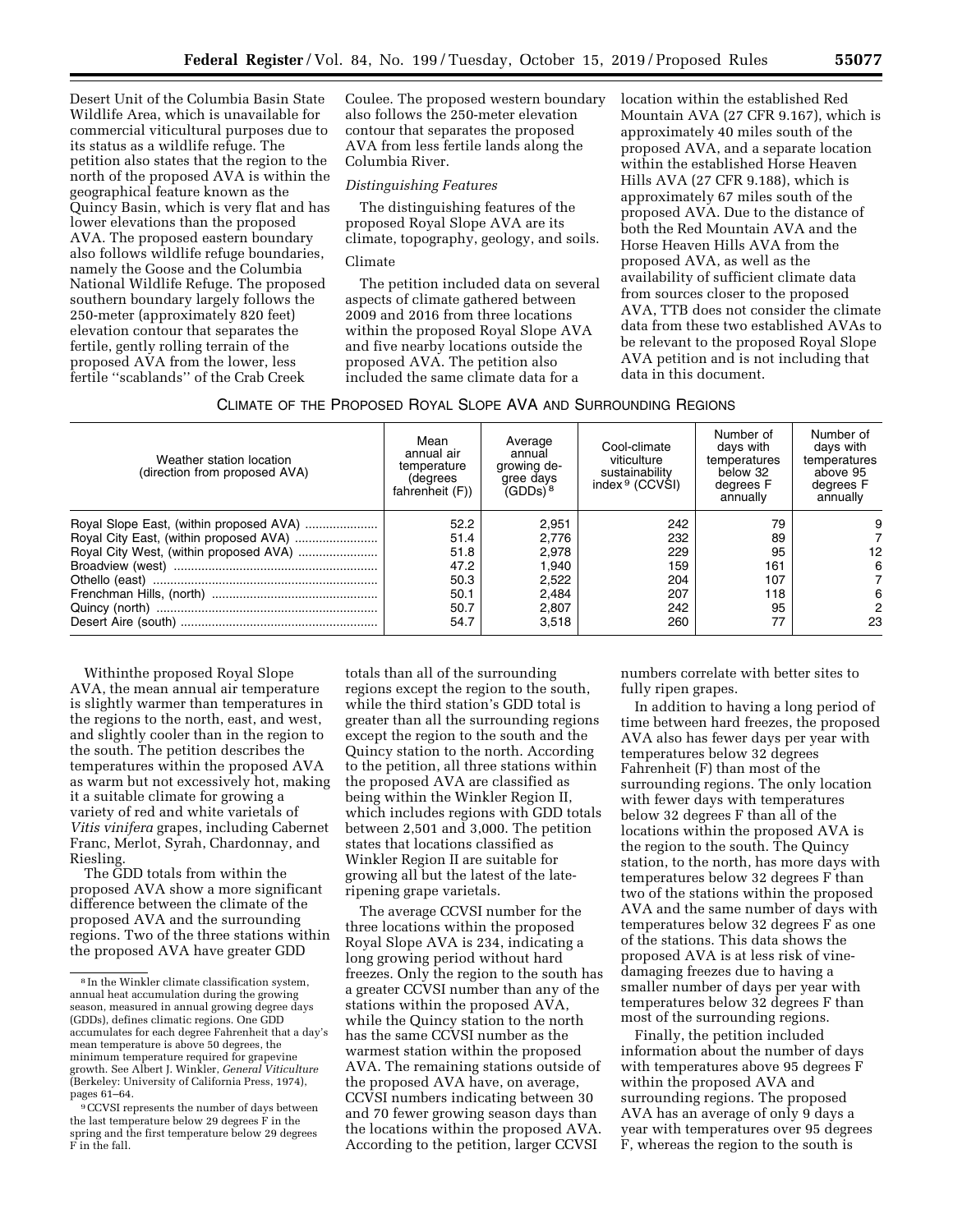Desert Unit of the Columbia Basin State Wildlife Area, which is unavailable for commercial viticultural purposes due to its status as a wildlife refuge. The petition also states that the region to the north of the proposed AVA is within the geographical feature known as the Quincy Basin, which is very flat and has lower elevations than the proposed AVA. The proposed eastern boundary also follows wildlife refuge boundaries, namely the Goose and the Columbia National Wildlife Refuge. The proposed southern boundary largely follows the 250-meter (approximately 820 feet) elevation contour that separates the fertile, gently rolling terrain of the proposed AVA from the lower, less fertile ''scablands'' of the Crab Creek Coulee. The proposed western boundary also follows the 250-meter elevation contour that separates the proposed AVA from less fertile lands along the Columbia River.

*Distinguishing Features*

The distinguishing features of the proposed Royal Slope AVA are its climate, topography, geology, and soils.

Climate

The petition included data on several aspects of climate gathered between 2009 and 2016 from three locations within the proposed Royal Slope AVA and five nearby locations outside the proposed AVA. The petition also included the same climate data for a location within the established Red Mountain AVA (27 CFR 9.167), which is approximately 40 miles south of the proposed AVA, and a separate location within the established Horse Heaven Hills AVA (27 CFR 9.188), which is approximately 67 miles south of the proposed AVA. Due to the distance of both the Red Mountain AVA and the Horse Heaven Hills AVA from the proposed AVA, as well as the availability of sufficient climate data from sources closer to the proposed AVA, TTB does not consider the climate data from these two established AVAs to be relevant to the proposed Royal Slope AVA petition and is not including that data in this document.

CLIMATE OF THE PROPOSED ROYAL SLOPE AVA AND SURROUNDING REGIONS

| Weather station location (direction from proposed AVA) | Mean annual air temperature (degrees fahrenheit (F)) | Average annual growing degree days (GDDs)[8] | Cool-climate viticulture sustainability index[9] (CCVSI) | Number of days with temperatures below 32 degrees F annually | Number of days with temperatures above 95 degrees F annually |
|---|---|---|---|---|---|
| Royal Slope East, (within proposed AVA) | 52.2 | 2,951 | 242 | 79 | 9 |
| Royal City East, (within proposed AVA) | 51.4 | 2,776 | 232 | 89 | 7 |
| Royal City West, (within proposed AVA) | 51.8 | 2,978 | 229 | 95 | 12 |
| Broadview (west) | 47.2 | 1,940 | 159 | 161 | 6 |
| Othello (east) | 50.3 | 2,522 | 204 | 107 | 7 |
| Frenchman Hills, (north) | 50.1 | 2,484 | 207 | 118 | 6 |
| Quincy (north) | 50.7 | 2,807 | 242 | 95 | 2 |
| Desert Aire (south) | 54.7 | 3,518 | 260 | 77 | 23 |

Withinthe proposed Royal Slope AVA, the mean annual air temperature is slightly warmer than temperatures in the regions to the north, east, and west, and slightly cooler than in the region to the south. The petition describes the temperatures within the proposed AVA as warm but not excessively hot, making it a suitable climate for growing a variety of red and white varietals of *Vitis vinifera* grapes, including Cabernet Franc, Merlot, Syrah, Chardonnay, and Riesling.

The GDD totals from within the proposed AVA show a more significant difference between the climate of the proposed AVA and the surrounding regions. Two of the three stations within the proposed AVA have greater GDD totals than all of the surrounding regions except the region to the south, while the third station's GDD total is greater than all the surrounding regions except the region to the south and the Quincy station to the north. According to the petition, all three stations within the proposed AVA are classified as being within the Winkler Region II, which includes regions with GDD totals between 2,501 and 3,000. The petition states that locations classified as Winkler Region II are suitable for growing all but the latest of the late-ripening grape varietals.

The average CCVSI number for the three locations within the proposed Royal Slope AVA is 234, indicating a long growing period without hard freezes. Only the region to the south has a greater CCVSI number than any of the stations within the proposed AVA, while the Quincy station to the north has the same CCVSI number as the warmest station within the proposed AVA. The remaining stations outside of the proposed AVA have, on average, CCVSI numbers indicating between 30 and 70 fewer growing season days than the locations within the proposed AVA. According to the petition, larger CCVSI numbers correlate with better sites to fully ripen grapes.

In addition to having a long period of time between hard freezes, the proposed AVA also has fewer days per year with temperatures below 32 degrees Fahrenheit (F) than most of the surrounding regions. The only location with fewer days with temperatures below 32 degrees F than all of the locations within the proposed AVA is the region to the south. The Quincy station, to the north, has more days with temperatures below 32 degrees F than two of the stations within the proposed AVA and the same number of days with temperatures below 32 degrees F as one of the stations. This data shows the proposed AVA is at less risk of vine-damaging freezes due to having a smaller number of days per year with temperatures below 32 degrees F than most of the surrounding regions.

Finally, the petition included information about the number of days with temperatures above 95 degrees F within the proposed AVA and surrounding regions. The proposed AVA has an average of only 9 days a year with temperatures over 95 degrees F, whereas the region to the south is

[8] In the Winkler climate classification system, annual heat accumulation during the growing season, measured in annual growing degree days (GDDs), defines climatic regions. One GDD accumulates for each degree Fahrenheit that a day's mean temperature is above 50 degrees, the minimum temperature required for grapevine growth. See Albert J. Winkler, *General Viticulture* (Berkeley: University of California Press, 1974), pages 61–64.

[9] CCVSI represents the number of days between the last temperature below 29 degrees F in the spring and the first temperature below 29 degrees F in the fall.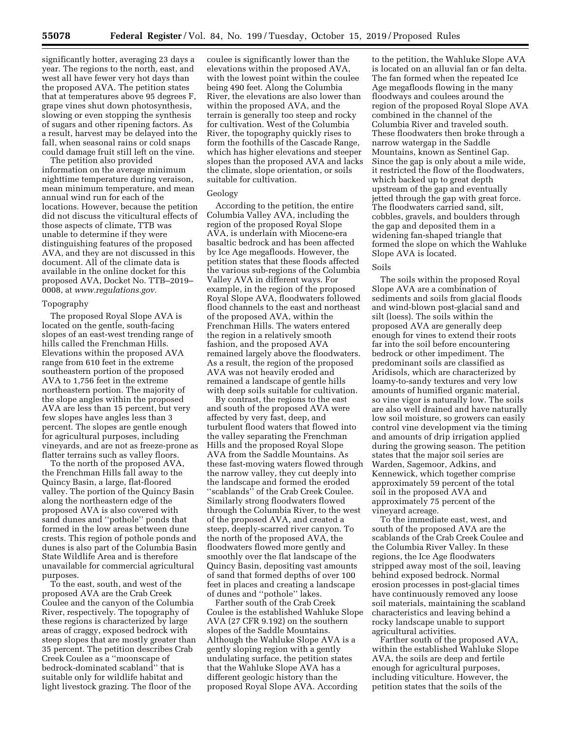significantly hotter, averaging 23 days a year. The regions to the north, east, and west all have fewer very hot days than the proposed AVA. The petition states that at temperatures above 95 degrees F, grape vines shut down photosynthesis, slowing or even stopping the synthesis of sugars and other ripening factors. As a result, harvest may be delayed into the fall, when seasonal rains or cold snaps could damage fruit still left on the vine.

The petition also provided information on the average minimum nighttime temperature during veraison, mean minimum temperature, and mean annual wind run for each of the locations. However, because the petition did not discuss the viticultural effects of those aspects of climate, TTB was unable to determine if they were distinguishing features of the proposed AVA, and they are not discussed in this document. All of the climate data is available in the online docket for this proposed AVA, Docket No. TTB–2019–0008, at *www.regulations.gov.*

## Topography

The proposed Royal Slope AVA is located on the gentle, south-facing slopes of an east-west trending range of hills called the Frenchman Hills. Elevations within the proposed AVA range from 610 feet in the extreme southeastern portion of the proposed AVA to 1,756 feet in the extreme northeastern portion. The majority of the slope angles within the proposed AVA are less than 15 percent, but very few slopes have angles less than 3 percent. The slopes are gentle enough for agricultural purposes, including vineyards, and are not as freeze-prone as flatter terrains such as valley floors.

To the north of the proposed AVA, the Frenchman Hills fall away to the Quincy Basin, a large, flat-floored valley. The portion of the Quincy Basin along the northeastern edge of the proposed AVA is also covered with sand dunes and "pothole" ponds that formed in the low areas between dune crests. This region of pothole ponds and dunes is also part of the Columbia Basin State Wildlife Area and is therefore unavailable for commercial agricultural purposes.

To the east, south, and west of the proposed AVA are the Crab Creek Coulee and the canyon of the Columbia River, respectively. The topography of these regions is characterized by large areas of craggy, exposed bedrock with steep slopes that are mostly greater than 35 percent. The petition describes Crab Creek Coulee as a "moonscape of bedrock-dominated scabland" that is suitable only for wildlife habitat and light livestock grazing. The floor of the coulee is significantly lower than the elevations within the proposed AVA, with the lowest point within the coulee being 490 feet. Along the Columbia River, the elevations are also lower than within the proposed AVA, and the terrain is generally too steep and rocky for cultivation. West of the Columbia River, the topography quickly rises to form the foothills of the Cascade Range, which has higher elevations and steeper slopes than the proposed AVA and lacks the climate, slope orientation, or soils suitable for cultivation.

## Geology

According to the petition, the entire Columbia Valley AVA, including the region of the proposed Royal Slope AVA, is underlain with Miocene-era basaltic bedrock and has been affected by Ice Age megafloods. However, the petition states that these floods affected the various sub-regions of the Columbia Valley AVA in different ways. For example, in the region of the proposed Royal Slope AVA, floodwaters followed flood channels to the east and northeast of the proposed AVA, within the Frenchman Hills. The waters entered the region in a relatively smooth fashion, and the proposed AVA remained largely above the floodwaters. As a result, the region of the proposed AVA was not heavily eroded and remained a landscape of gentle hills with deep soils suitable for cultivation.

By contrast, the regions to the east and south of the proposed AVA were affected by very fast, deep, and turbulent flood waters that flowed into the valley separating the Frenchman Hills and the proposed Royal Slope AVA from the Saddle Mountains. As these fast-moving waters flowed through the narrow valley, they cut deeply into the landscape and formed the eroded "scablands" of the Crab Creek Coulee. Similarly strong floodwaters flowed through the Columbia River, to the west of the proposed AVA, and created a steep, deeply-scarred river canyon. To the north of the proposed AVA, the floodwaters flowed more gently and smoothly over the flat landscape of the Quincy Basin, depositing vast amounts of sand that formed depths of over 100 feet in places and creating a landscape of dunes and "pothole" lakes.

Farther south of the Crab Creek Coulee is the established Wahluke Slope AVA (27 CFR 9.192) on the southern slopes of the Saddle Mountains. Although the Wahluke Slope AVA is a gently sloping region with a gently undulating surface, the petition states that the Wahluke Slope AVA has a different geologic history than the proposed Royal Slope AVA. According to the petition, the Wahluke Slope AVA is located on an alluvial fan or fan delta. The fan formed when the repeated Ice Age megafloods flowing in the many floodways and coulees around the region of the proposed Royal Slope AVA combined in the channel of the Columbia River and traveled south. These floodwaters then broke through a narrow watergap in the Saddle Mountains, known as Sentinel Gap. Since the gap is only about a mile wide, it restricted the flow of the floodwaters, which backed up to great depth upstream of the gap and eventually jetted through the gap with great force. The floodwaters carried sand, silt, cobbles, gravels, and boulders through the gap and deposited them in a widening fan-shaped triangle that formed the slope on which the Wahluke Slope AVA is located.

## Soils

The soils within the proposed Royal Slope AVA are a combination of sediments and soils from glacial floods and wind-blown post-glacial sand and silt (loess). The soils within the proposed AVA are generally deep enough for vines to extend their roots far into the soil before encountering bedrock or other impediment. The predominant soils are classified as Aridisols, which are characterized by loamy-to-sandy textures and very low amounts of humified organic material, so vine vigor is naturally low. The soils are also well drained and have naturally low soil moisture, so growers can easily control vine development via the timing and amounts of drip irrigation applied during the growing season. The petition states that the major soil series are Warden, Sagemoor, Adkins, and Kennewick, which together comprise approximately 59 percent of the total soil in the proposed AVA and approximately 75 percent of the vineyard acreage.

To the immediate east, west, and south of the proposed AVA are the scablands of the Crab Creek Coulee and the Columbia River Valley. In these regions, the Ice Age floodwaters stripped away most of the soil, leaving behind exposed bedrock. Normal erosion processes in post-glacial times have continuously removed any loose soil materials, maintaining the scabland characteristics and leaving behind a rocky landscape unable to support agricultural activities.

Farther south of the proposed AVA, within the established Wahluke Slope AVA, the soils are deep and fertile enough for agricultural purposes, including viticulture. However, the petition states that the soils of the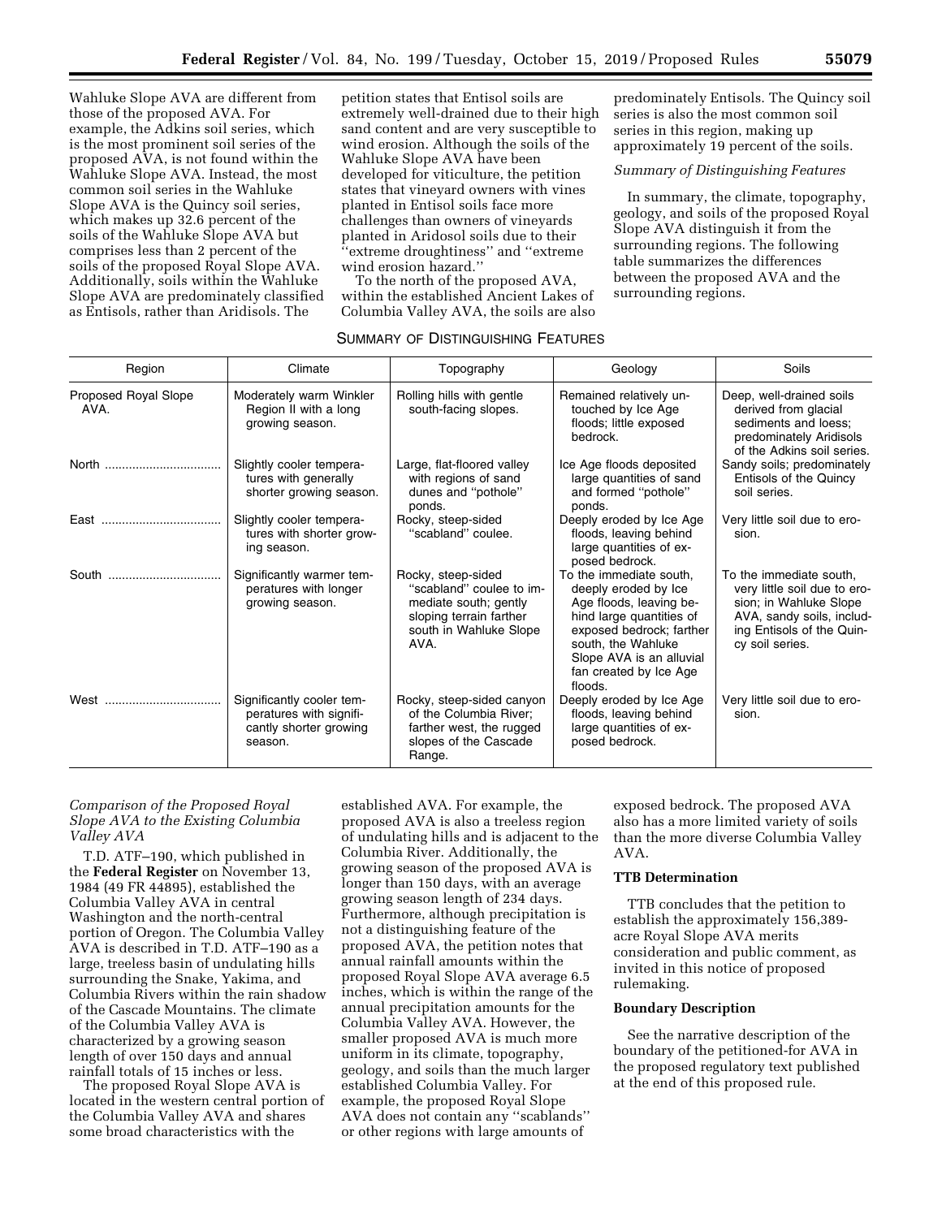Wahluke Slope AVA are different from those of the proposed AVA. For example, the Adkins soil series, which is the most prominent soil series of the proposed AVA, is not found within the Wahluke Slope AVA. Instead, the most common soil series in the Wahluke Slope AVA is the Quincy soil series, which makes up 32.6 percent of the soils of the Wahluke Slope AVA but comprises less than 2 percent of the soils of the proposed Royal Slope AVA. Additionally, soils within the Wahluke Slope AVA are predominately classified as Entisols, rather than Aridisols. The petition states that Entisol soils are extremely well-drained due to their high sand content and are very susceptible to wind erosion. Although the soils of the Wahluke Slope AVA have been developed for viticulture, the petition states that vineyard owners with vines planted in Entisol soils face more challenges than owners of vineyards planted in Aridosol soils due to their ''extreme droughtiness'' and ''extreme wind erosion hazard.''

To the north of the proposed AVA, within the established Ancient Lakes of Columbia Valley AVA, the soils are also predominately Entisols. The Quincy soil series is also the most common soil series in this region, making up approximately 19 percent of the soils.

*Summary of Distinguishing Features*

In summary, the climate, topography, geology, and soils of the proposed Royal Slope AVA distinguish it from the surrounding regions. The following table summarizes the differences between the proposed AVA and the surrounding regions.

SUMMARY OF DISTINGUISHING FEATURES

| Region | Climate | Topography | Geology | Soils |
|---|---|---|---|---|
| Proposed Royal Slope AVA. | Moderately warm Winkler Region II with a long growing season. | Rolling hills with gentle south-facing slopes. | Remained relatively untouched by Ice Age floods; little exposed bedrock. | Deep, well-drained soils derived from glacial sediments and loess; predominately Aridisols of the Adkins soil series. |
| North | Slightly cooler temperatures with generally shorter growing season. | Large, flat-floored valley with regions of sand dunes and ''pothole'' ponds. | Ice Age floods deposited large quantities of sand and formed ''pothole'' ponds. | Sandy soils; predominately Entisols of the Quincy soil series. |
| East | Slightly cooler temperatures with shorter growing season. | Rocky, steep-sided ''scabland'' coulee. | Deeply eroded by Ice Age floods, leaving behind large quantities of exposed bedrock. | Very little soil due to erosion. |
| South | Significantly warmer temperatures with longer growing season. | Rocky, steep-sided ''scabland'' coulee to immediate south; gently sloping terrain farther south in Wahluke Slope AVA. | To the immediate south, deeply eroded by Ice Age floods, leaving behind large quantities of exposed bedrock; farther south, the Wahluke Slope AVA is an alluvial fan created by Ice Age floods. | To the immediate south, very little soil due to erosion; in Wahluke Slope AVA, sandy soils, including Entisols of the Quincy soil series. |
| West | Significantly cooler temperatures with significantly shorter growing season. | Rocky, steep-sided canyon of the Columbia River; farther west, the rugged slopes of the Cascade Range. | Deeply eroded by Ice Age floods, leaving behind large quantities of exposed bedrock. | Very little soil due to erosion. |

*Comparison of the Proposed Royal Slope AVA to the Existing Columbia Valley AVA*

T.D. ATF–190, which published in the **Federal Register** on November 13, 1984 (49 FR 44895), established the Columbia Valley AVA in central Washington and the north-central portion of Oregon. The Columbia Valley AVA is described in T.D. ATF–190 as a large, treeless basin of undulating hills surrounding the Snake, Yakima, and Columbia Rivers within the rain shadow of the Cascade Mountains. The climate of the Columbia Valley AVA is characterized by a growing season length of over 150 days and annual rainfall totals of 15 inches or less.

The proposed Royal Slope AVA is located in the western central portion of the Columbia Valley AVA and shares some broad characteristics with the established AVA. For example, the proposed AVA is also a treeless region of undulating hills and is adjacent to the Columbia River. Additionally, the growing season of the proposed AVA is longer than 150 days, with an average growing season length of 234 days. Furthermore, although precipitation is not a distinguishing feature of the proposed AVA, the petition notes that annual rainfall amounts within the proposed Royal Slope AVA average 6.5 inches, which is within the range of the annual precipitation amounts for the Columbia Valley AVA. However, the smaller proposed AVA is much more uniform in its climate, topography, geology, and soils than the much larger established Columbia Valley. For example, the proposed Royal Slope AVA does not contain any ''scablands'' or other regions with large amounts of exposed bedrock. The proposed AVA also has a more limited variety of soils than the more diverse Columbia Valley AVA.

**TTB Determination**

TTB concludes that the petition to establish the approximately 156,389-acre Royal Slope AVA merits consideration and public comment, as invited in this notice of proposed rulemaking.

**Boundary Description**

See the narrative description of the boundary of the petitioned-for AVA in the proposed regulatory text published at the end of this proposed rule.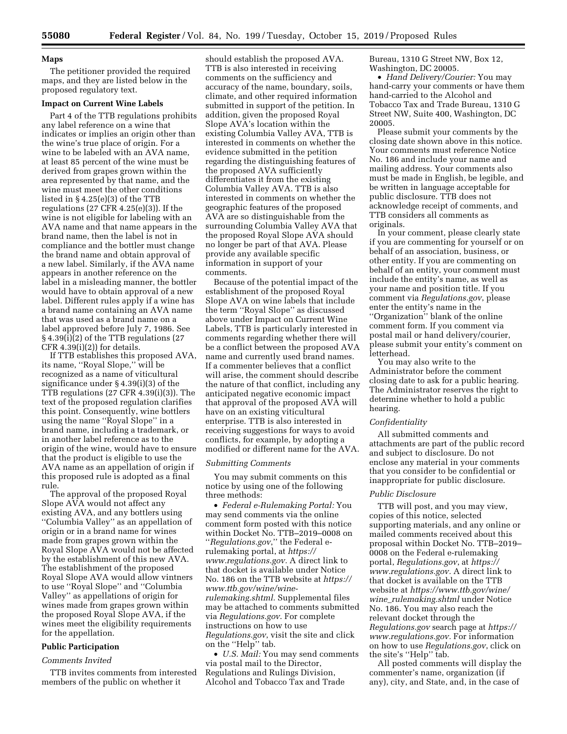### Maps

The petitioner provided the required maps, and they are listed below in the proposed regulatory text.

### Impact on Current Wine Labels

Part 4 of the TTB regulations prohibits any label reference on a wine that indicates or implies an origin other than the wine's true place of origin. For a wine to be labeled with an AVA name, at least 85 percent of the wine must be derived from grapes grown within the area represented by that name, and the wine must meet the other conditions listed in § 4.25(e)(3) of the TTB regulations (27 CFR 4.25(e)(3)). If the wine is not eligible for labeling with an AVA name and that name appears in the brand name, then the label is not in compliance and the bottler must change the brand name and obtain approval of a new label. Similarly, if the AVA name appears in another reference on the label in a misleading manner, the bottler would have to obtain approval of a new label. Different rules apply if a wine has a brand name containing an AVA name that was used as a brand name on a label approved before July 7, 1986. See § 4.39(i)(2) of the TTB regulations (27 CFR 4.39(i)(2)) for details.

If TTB establishes this proposed AVA, its name, "Royal Slope," will be recognized as a name of viticultural significance under § 4.39(i)(3) of the TTB regulations (27 CFR 4.39(i)(3)). The text of the proposed regulation clarifies this point. Consequently, wine bottlers using the name "Royal Slope" in a brand name, including a trademark, or in another label reference as to the origin of the wine, would have to ensure that the product is eligible to use the AVA name as an appellation of origin if this proposed rule is adopted as a final rule.

The approval of the proposed Royal Slope AVA would not affect any existing AVA, and any bottlers using "Columbia Valley" as an appellation of origin or in a brand name for wines made from grapes grown within the Royal Slope AVA would not be affected by the establishment of this new AVA. The establishment of the proposed Royal Slope AVA would allow vintners to use "Royal Slope" and "Columbia Valley" as appellations of origin for wines made from grapes grown within the proposed Royal Slope AVA, if the wines meet the eligibility requirements for the appellation.

### Public Participation

*Comments Invited*

TTB invites comments from interested members of the public on whether it should establish the proposed AVA. TTB is also interested in receiving comments on the sufficiency and accuracy of the name, boundary, soils, climate, and other required information submitted in support of the petition. In addition, given the proposed Royal Slope AVA's location within the existing Columbia Valley AVA, TTB is interested in comments on whether the evidence submitted in the petition regarding the distinguishing features of the proposed AVA sufficiently differentiates it from the existing Columbia Valley AVA. TTB is also interested in comments on whether the geographic features of the proposed AVA are so distinguishable from the surrounding Columbia Valley AVA that the proposed Royal Slope AVA should no longer be part of that AVA. Please provide any available specific information in support of your comments.

Because of the potential impact of the establishment of the proposed Royal Slope AVA on wine labels that include the term "Royal Slope" as discussed above under Impact on Current Wine Labels, TTB is particularly interested in comments regarding whether there will be a conflict between the proposed AVA name and currently used brand names. If a commenter believes that a conflict will arise, the comment should describe the nature of that conflict, including any anticipated negative economic impact that approval of the proposed AVA will have on an existing viticultural enterprise. TTB is also interested in receiving suggestions for ways to avoid conflicts, for example, by adopting a modified or different name for the AVA.

*Submitting Comments*

You may submit comments on this notice by using one of the following three methods:

- *Federal e-Rulemaking Portal:* You may send comments via the online comment form posted with this notice within Docket No. TTB–2019–0008 on "*Regulations.gov*," the Federal e-rulemaking portal, at *https://www.regulations.gov*. A direct link to that docket is available under Notice No. 186 on the TTB website at *https://www.ttb.gov/wine/wine-rulemaking.shtml.* Supplemental files may be attached to comments submitted via *Regulations.gov*. For complete instructions on how to use *Regulations.gov*, visit the site and click on the "Help" tab.
- *U.S. Mail:* You may send comments via postal mail to the Director, Regulations and Rulings Division, Alcohol and Tobacco Tax and Trade Bureau, 1310 G Street NW, Box 12, Washington, DC 20005.
- *Hand Delivery/Courier:* You may hand-carry your comments or have them hand-carried to the Alcohol and Tobacco Tax and Trade Bureau, 1310 G Street NW, Suite 400, Washington, DC 20005.

Please submit your comments by the closing date shown above in this notice. Your comments must reference Notice No. 186 and include your name and mailing address. Your comments also must be made in English, be legible, and be written in language acceptable for public disclosure. TTB does not acknowledge receipt of comments, and TTB considers all comments as originals.

In your comment, please clearly state if you are commenting for yourself or on behalf of an association, business, or other entity. If you are commenting on behalf of an entity, your comment must include the entity's name, as well as your name and position title. If you comment via *Regulations.gov*, please enter the entity's name in the "Organization" blank of the online comment form. If you comment via postal mail or hand delivery/courier, please submit your entity's comment on letterhead.

You may also write to the Administrator before the comment closing date to ask for a public hearing. The Administrator reserves the right to determine whether to hold a public hearing.

*Confidentiality*

All submitted comments and attachments are part of the public record and subject to disclosure. Do not enclose any material in your comments that you consider to be confidential or inappropriate for public disclosure.

*Public Disclosure*

TTB will post, and you may view, copies of this notice, selected supporting materials, and any online or mailed comments received about this proposal within Docket No. TTB–2019–0008 on the Federal e-rulemaking portal, *Regulations.gov*, at *https://www.regulations.gov*. A direct link to that docket is available on the TTB website at *https://www.ttb.gov/wine/wine_rulemaking.shtml* under Notice No. 186. You may also reach the relevant docket through the *Regulations.gov* search page at *https://www.regulations.gov*. For information on how to use *Regulations.gov*, click on the site's "Help" tab.

All posted comments will display the commenter's name, organization (if any), city, and State, and, in the case of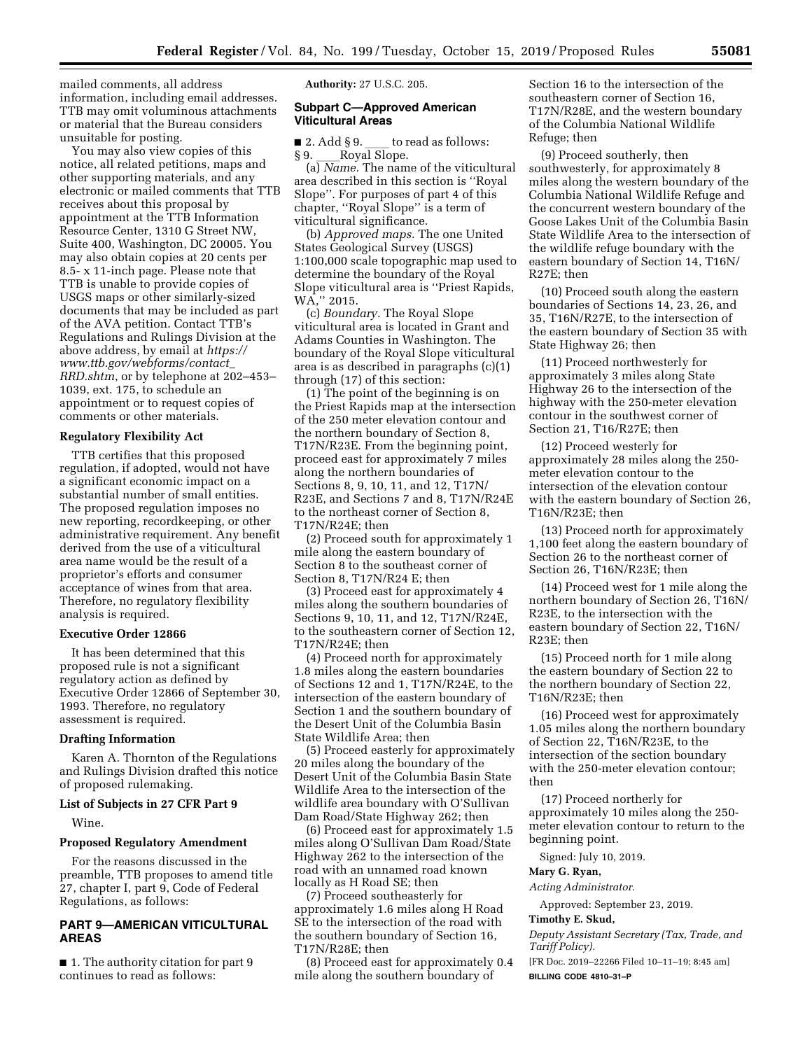mailed comments, all address information, including email addresses. TTB may omit voluminous attachments or material that the Bureau considers unsuitable for posting.

You may also view copies of this notice, all related petitions, maps and other supporting materials, and any electronic or mailed comments that TTB receives about this proposal by appointment at the TTB Information Resource Center, 1310 G Street NW, Suite 400, Washington, DC 20005. You may also obtain copies at 20 cents per 8.5- x 11-inch page. Please note that TTB is unable to provide copies of USGS maps or other similarly-sized documents that may be included as part of the AVA petition. Contact TTB's Regulations and Rulings Division at the above address, by email at *https://www.ttb.gov/webforms/contact_RRD.shtm*, or by telephone at 202–453–1039, ext. 175, to schedule an appointment or to request copies of comments or other materials.

### Regulatory Flexibility Act

TTB certifies that this proposed regulation, if adopted, would not have a significant economic impact on a substantial number of small entities. The proposed regulation imposes no new reporting, recordkeeping, or other administrative requirement. Any benefit derived from the use of a viticultural area name would be the result of a proprietor's efforts and consumer acceptance of wines from that area. Therefore, no regulatory flexibility analysis is required.

### Executive Order 12866

It has been determined that this proposed rule is not a significant regulatory action as defined by Executive Order 12866 of September 30, 1993. Therefore, no regulatory assessment is required.

### Drafting Information

Karen A. Thornton of the Regulations and Rulings Division drafted this notice of proposed rulemaking.

### List of Subjects in 27 CFR Part 9

Wine.

### Proposed Regulatory Amendment

For the reasons discussed in the preamble, TTB proposes to amend title 27, chapter I, part 9, Code of Federal Regulations, as follows:

## PART 9—AMERICAN VITICULTURAL AREAS

■ 1. The authority citation for part 9 continues to read as follows:

**Authority:** 27 U.S.C. 205.

### Subpart C—Approved American Viticultural Areas

■ 2. Add § 9.____ to read as follows:

§ 9.____ Royal Slope.

(a) *Name.* The name of the viticultural area described in this section is "Royal Slope". For purposes of part 4 of this chapter, "Royal Slope" is a term of viticultural significance.

(b) *Approved maps.* The one United States Geological Survey (USGS) 1:100,000 scale topographic map used to determine the boundary of the Royal Slope viticultural area is "Priest Rapids, WA," 2015.

(c) *Boundary.* The Royal Slope viticultural area is located in Grant and Adams Counties in Washington. The boundary of the Royal Slope viticultural area is as described in paragraphs (c)(1) through (17) of this section:

(1) The point of the beginning is on the Priest Rapids map at the intersection of the 250 meter elevation contour and the northern boundary of Section 8, T17N/R23E. From the beginning point, proceed east for approximately 7 miles along the northern boundaries of Sections 8, 9, 10, 11, and 12, T17N/R23E, and Sections 7 and 8, T17N/R24E to the northeast corner of Section 8, T17N/R24E; then

(2) Proceed south for approximately 1 mile along the eastern boundary of Section 8 to the southeast corner of Section 8, T17N/R24 E; then

(3) Proceed east for approximately 4 miles along the southern boundaries of Sections 9, 10, 11, and 12, T17N/R24E, to the southeastern corner of Section 12, T17N/R24E; then

(4) Proceed north for approximately 1.8 miles along the eastern boundaries of Sections 12 and 1, T17N/R24E, to the intersection of the eastern boundary of Section 1 and the southern boundary of the Desert Unit of the Columbia Basin State Wildlife Area; then

(5) Proceed easterly for approximately 20 miles along the boundary of the Desert Unit of the Columbia Basin State Wildlife Area to the intersection of the wildlife area boundary with O'Sullivan Dam Road/State Highway 262; then

(6) Proceed east for approximately 1.5 miles along O'Sullivan Dam Road/State Highway 262 to the intersection of the road with an unnamed road known locally as H Road SE; then

(7) Proceed southeasterly for approximately 1.6 miles along H Road SE to the intersection of the road with the southern boundary of Section 16, T17N/R28E; then

(8) Proceed east for approximately 0.4 mile along the southern boundary of Section 16 to the intersection of the southeastern corner of Section 16, T17N/R28E, and the western boundary of the Columbia National Wildlife Refuge; then

(9) Proceed southerly, then southwesterly, for approximately 8 miles along the western boundary of the Columbia National Wildlife Refuge and the concurrent western boundary of the Goose Lakes Unit of the Columbia Basin State Wildlife Area to the intersection of the wildlife refuge boundary with the eastern boundary of Section 14, T16N/R27E; then

(10) Proceed south along the eastern boundaries of Sections 14, 23, 26, and 35, T16N/R27E, to the intersection of the eastern boundary of Section 35 with State Highway 26; then

(11) Proceed northwesterly for approximately 3 miles along State Highway 26 to the intersection of the highway with the 250-meter elevation contour in the southwest corner of Section 21, T16/R27E; then

(12) Proceed westerly for approximately 28 miles along the 250-meter elevation contour to the intersection of the elevation contour with the eastern boundary of Section 26, T16N/R23E; then

(13) Proceed north for approximately 1,100 feet along the eastern boundary of Section 26 to the northeast corner of Section 26, T16N/R23E; then

(14) Proceed west for 1 mile along the northern boundary of Section 26, T16N/R23E, to the intersection with the eastern boundary of Section 22, T16N/R23E; then

(15) Proceed north for 1 mile along the eastern boundary of Section 22 to the northern boundary of Section 22, T16N/R23E; then

(16) Proceed west for approximately 1.05 miles along the northern boundary of Section 22, T16N/R23E, to the intersection of the section boundary with the 250-meter elevation contour; then

(17) Proceed northerly for approximately 10 miles along the 250-meter elevation contour to return to the beginning point.

Signed: July 10, 2019.

**Mary G. Ryan,**

*Acting Administrator.*

Approved: September 23, 2019.

**Timothy E. Skud,**

*Deputy Assistant Secretary (Tax, Trade, and Tariff Policy).*

[FR Doc. 2019–22266 Filed 10–11–19; 8:45 am]

**BILLING CODE 4810–31–P**